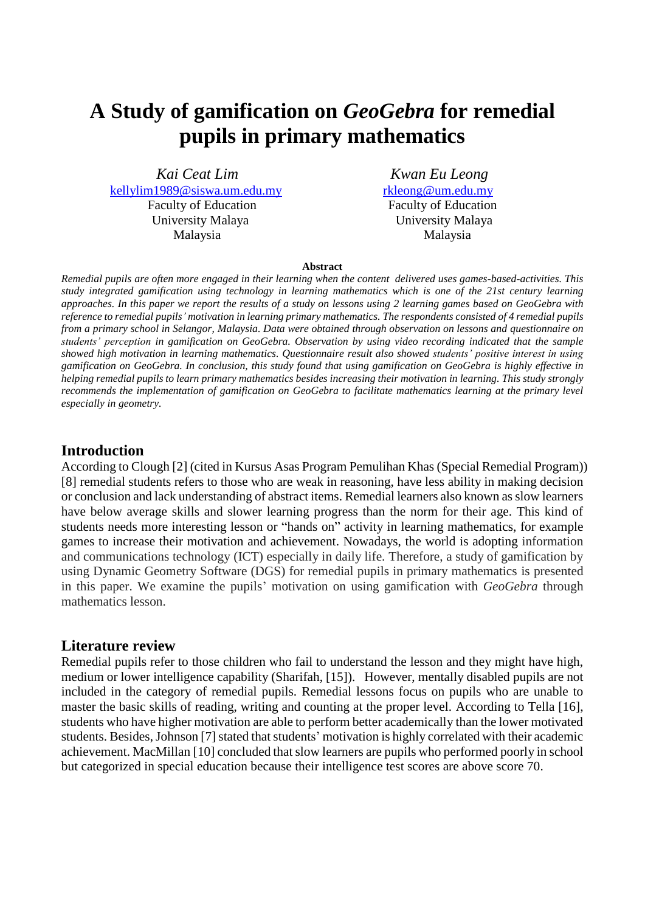# A Study of gamification on *GeoGebra* for remedial pupils in primary mathematics

*Kai Ceat Lim*
kellylim1989@siswa.um.edu.my
Faculty of Education
University Malaya
Malaysia

*Kwan Eu Leong*
rkleong@um.edu.my
Faculty of Education
University Malaya
Malaysia

**Abstract**

*Remedial pupils are often more engaged in their learning when the content delivered uses games-based-activities. This study integrated gamification using technology in learning mathematics which is one of the 21st century learning approaches. In this paper we report the results of a study on lessons using 2 learning games based on GeoGebra with reference to remedial pupils' motivation in learning primary mathematics. The respondents consisted of 4 remedial pupils from a primary school in Selangor, Malaysia. Data were obtained through observation on lessons and questionnaire on students' perception in gamification on GeoGebra. Observation by using video recording indicated that the sample showed high motivation in learning mathematics. Questionnaire result also showed students' positive interest in using gamification on GeoGebra. In conclusion, this study found that using gamification on GeoGebra is highly effective in helping remedial pupils to learn primary mathematics besides increasing their motivation in learning. This study strongly recommends the implementation of gamification on GeoGebra to facilitate mathematics learning at the primary level especially in geometry.*

## Introduction

According to Clough [2] (cited in Kursus Asas Program Pemulihan Khas (Special Remedial Program)) [8] remedial students refers to those who are weak in reasoning, have less ability in making decision or conclusion and lack understanding of abstract items. Remedial learners also known as slow learners have below average skills and slower learning progress than the norm for their age. This kind of students needs more interesting lesson or "hands on" activity in learning mathematics, for example games to increase their motivation and achievement. Nowadays, the world is adopting information and communications technology (ICT) especially in daily life. Therefore, a study of gamification by using Dynamic Geometry Software (DGS) for remedial pupils in primary mathematics is presented in this paper. We examine the pupils' motivation on using gamification with *GeoGebra* through mathematics lesson.

## Literature review

Remedial pupils refer to those children who fail to understand the lesson and they might have high, medium or lower intelligence capability (Sharifah, [15]). However, mentally disabled pupils are not included in the category of remedial pupils. Remedial lessons focus on pupils who are unable to master the basic skills of reading, writing and counting at the proper level. According to Tella [16], students who have higher motivation are able to perform better academically than the lower motivated students. Besides, Johnson [7] stated that students' motivation is highly correlated with their academic achievement. MacMillan [10] concluded that slow learners are pupils who performed poorly in school but categorized in special education because their intelligence test scores are above score 70.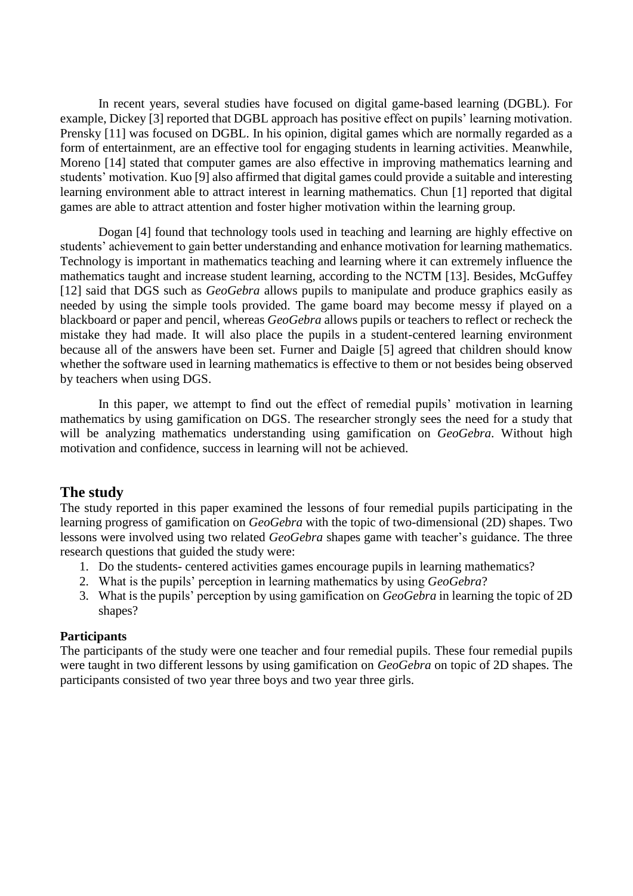In recent years, several studies have focused on digital game-based learning (DGBL). For example, Dickey [3] reported that DGBL approach has positive effect on pupils' learning motivation. Prensky [11] was focused on DGBL. In his opinion, digital games which are normally regarded as a form of entertainment, are an effective tool for engaging students in learning activities. Meanwhile, Moreno [14] stated that computer games are also effective in improving mathematics learning and students' motivation. Kuo [9] also affirmed that digital games could provide a suitable and interesting learning environment able to attract interest in learning mathematics. Chun [1] reported that digital games are able to attract attention and foster higher motivation within the learning group.

Dogan [4] found that technology tools used in teaching and learning are highly effective on students' achievement to gain better understanding and enhance motivation for learning mathematics. Technology is important in mathematics teaching and learning where it can extremely influence the mathematics taught and increase student learning, according to the NCTM [13]. Besides, McGuffey [12] said that DGS such as *GeoGebra* allows pupils to manipulate and produce graphics easily as needed by using the simple tools provided. The game board may become messy if played on a blackboard or paper and pencil, whereas *GeoGebra* allows pupils or teachers to reflect or recheck the mistake they had made. It will also place the pupils in a student-centered learning environment because all of the answers have been set. Furner and Daigle [5] agreed that children should know whether the software used in learning mathematics is effective to them or not besides being observed by teachers when using DGS.

In this paper, we attempt to find out the effect of remedial pupils' motivation in learning mathematics by using gamification on DGS. The researcher strongly sees the need for a study that will be analyzing mathematics understanding using gamification on *GeoGebra*. Without high motivation and confidence, success in learning will not be achieved.

## The study

The study reported in this paper examined the lessons of four remedial pupils participating in the learning progress of gamification on *GeoGebra* with the topic of two-dimensional (2D) shapes. Two lessons were involved using two related *GeoGebra* shapes game with teacher's guidance. The three research questions that guided the study were:

1. Do the students- centered activities games encourage pupils in learning mathematics?
2. What is the pupils' perception in learning mathematics by using *GeoGebra*?
3. What is the pupils' perception by using gamification on *GeoGebra* in learning the topic of 2D shapes?

### Participants

The participants of the study were one teacher and four remedial pupils. These four remedial pupils were taught in two different lessons by using gamification on *GeoGebra* on topic of 2D shapes. The participants consisted of two year three boys and two year three girls.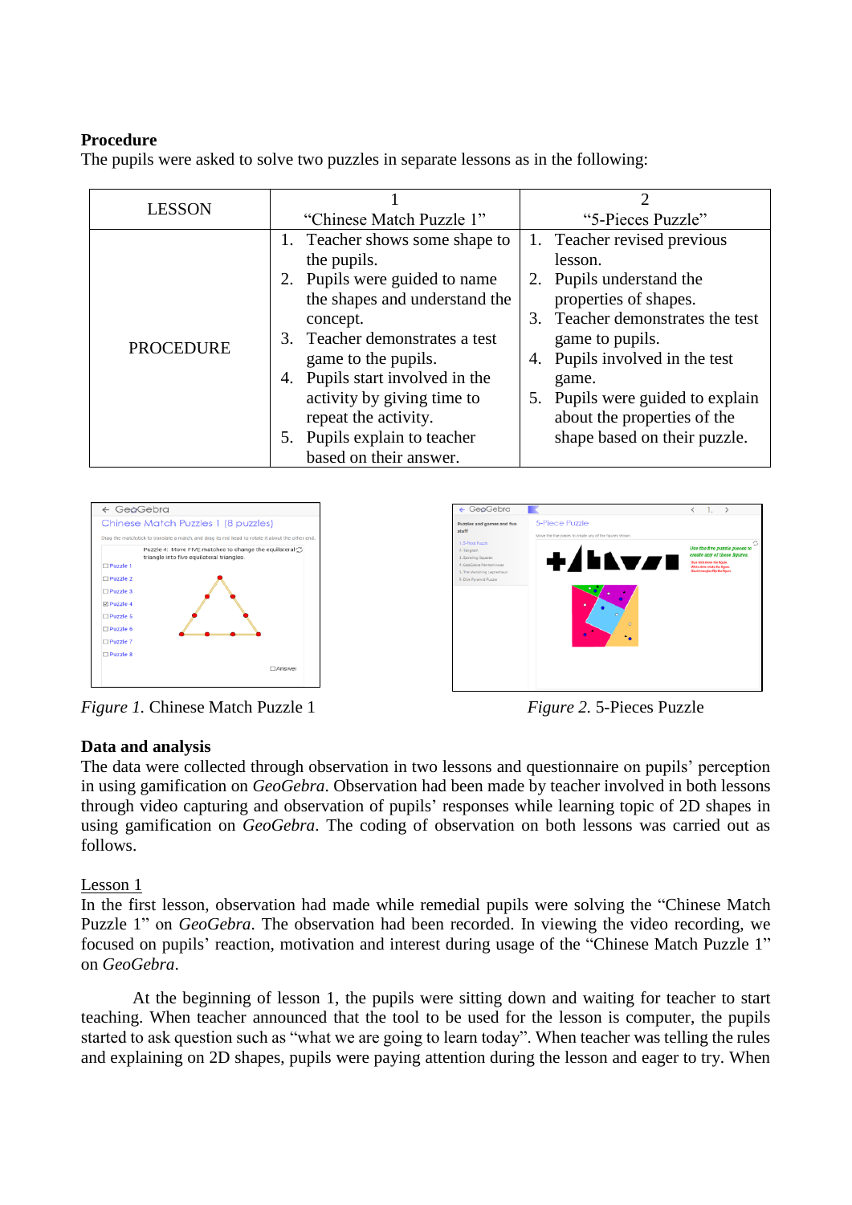**Procedure**

The pupils were asked to solve two puzzles in separate lessons as in the following:

| LESSON | 1<br>"Chinese Match Puzzle 1" | 2<br>"5-Pieces Puzzle" |
|---|---|---|
| PROCEDURE | 1. Teacher shows some shape to the pupils.<br>2. Pupils were guided to name the shapes and understand the concept.<br>3. Teacher demonstrates a test game to the pupils.<br>4. Pupils start involved in the activity by giving time to repeat the activity.<br>5. Pupils explain to teacher based on their answer. | 1. Teacher revised previous lesson.<br>2. Pupils understand the properties of shapes.<br>3. Teacher demonstrates the test game to pupils.<br>4. Pupils involved in the test game.<br>5. Pupils were guided to explain about the properties of the shape based on their puzzle. |

*Figure 1.* Chinese Match Puzzle 1

*Figure 2.* 5-Pieces Puzzle

**Data and analysis**

The data were collected through observation in two lessons and questionnaire on pupils' perception in using gamification on *GeoGebra*. Observation had been made by teacher involved in both lessons through video capturing and observation of pupils' responses while learning topic of 2D shapes in using gamification on *GeoGebra*. The coding of observation on both lessons was carried out as follows.

Lesson 1

In the first lesson, observation had made while remedial pupils were solving the "Chinese Match Puzzle 1" on *GeoGebra*. The observation had been recorded. In viewing the video recording, we focused on pupils' reaction, motivation and interest during usage of the "Chinese Match Puzzle 1" on *GeoGebra*.

At the beginning of lesson 1, the pupils were sitting down and waiting for teacher to start teaching. When teacher announced that the tool to be used for the lesson is computer, the pupils started to ask question such as "what we are going to learn today". When teacher was telling the rules and explaining on 2D shapes, pupils were paying attention during the lesson and eager to try. When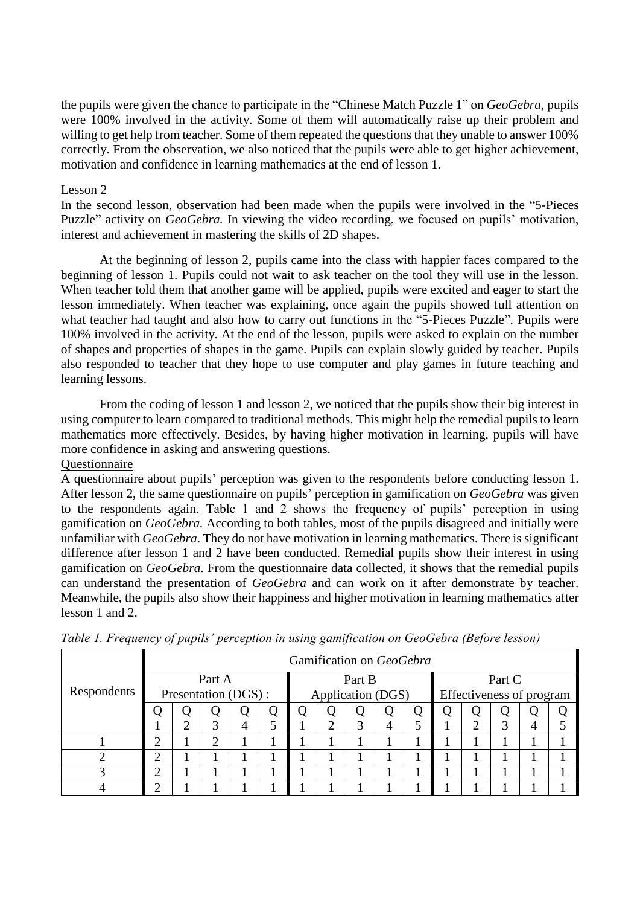the pupils were given the chance to participate in the "Chinese Match Puzzle 1" on *GeoGebra*, pupils were 100% involved in the activity. Some of them will automatically raise up their problem and willing to get help from teacher. Some of them repeated the questions that they unable to answer 100% correctly. From the observation, we also noticed that the pupils were able to get higher achievement, motivation and confidence in learning mathematics at the end of lesson 1.

Lesson 2

In the second lesson, observation had been made when the pupils were involved in the "5-Pieces Puzzle" activity on *GeoGebra.* In viewing the video recording, we focused on pupils' motivation, interest and achievement in mastering the skills of 2D shapes.

At the beginning of lesson 2, pupils came into the class with happier faces compared to the beginning of lesson 1. Pupils could not wait to ask teacher on the tool they will use in the lesson. When teacher told them that another game will be applied, pupils were excited and eager to start the lesson immediately. When teacher was explaining, once again the pupils showed full attention on what teacher had taught and also how to carry out functions in the "5-Pieces Puzzle". Pupils were 100% involved in the activity. At the end of the lesson, pupils were asked to explain on the number of shapes and properties of shapes in the game. Pupils can explain slowly guided by teacher. Pupils also responded to teacher that they hope to use computer and play games in future teaching and learning lessons.

From the coding of lesson 1 and lesson 2, we noticed that the pupils show their big interest in using computer to learn compared to traditional methods. This might help the remedial pupils to learn mathematics more effectively. Besides, by having higher motivation in learning, pupils will have more confidence in asking and answering questions.

Questionnaire

A questionnaire about pupils' perception was given to the respondents before conducting lesson 1. After lesson 2, the same questionnaire on pupils' perception in gamification on *GeoGebra* was given to the respondents again. Table 1 and 2 shows the frequency of pupils' perception in using gamification on *GeoGebra.* According to both tables, most of the pupils disagreed and initially were unfamiliar with *GeoGebra*. They do not have motivation in learning mathematics. There is significant difference after lesson 1 and 2 have been conducted. Remedial pupils show their interest in using gamification on *GeoGebra*. From the questionnaire data collected, it shows that the remedial pupils can understand the presentation of *GeoGebra* and can work on it after demonstrate by teacher. Meanwhile, the pupils also show their happiness and higher motivation in learning mathematics after lesson 1 and 2.

*Table 1. Frequency of pupils' perception in using gamification on GeoGebra (Before lesson)*

| Respondents | Gamification on *GeoGebra* | | | | | | | | | | | | | | |
|---|---|---|---|---|---|---|---|---|---|---|---|---|---|---|---|
| | Part A Presentation (DGS) : | | | | | Part B Application (DGS) | | | | | Part C Effectiveness of program | | | | |
| | Q1 | Q2 | Q3 | Q4 | Q5 | Q1 | Q2 | Q3 | Q4 | Q5 | Q1 | Q2 | Q3 | Q4 | Q5 |
| 1 | 2 | 1 | 2 | 1 | 1 | 1 | 1 | 1 | 1 | 1 | 1 | 1 | 1 | 1 | 1 |
| 2 | 2 | 1 | 1 | 1 | 1 | 1 | 1 | 1 | 1 | 1 | 1 | 1 | 1 | 1 | 1 |
| 3 | 2 | 1 | 1 | 1 | 1 | 1 | 1 | 1 | 1 | 1 | 1 | 1 | 1 | 1 | 1 |
| 4 | 2 | 1 | 1 | 1 | 1 | 1 | 1 | 1 | 1 | 1 | 1 | 1 | 1 | 1 | 1 |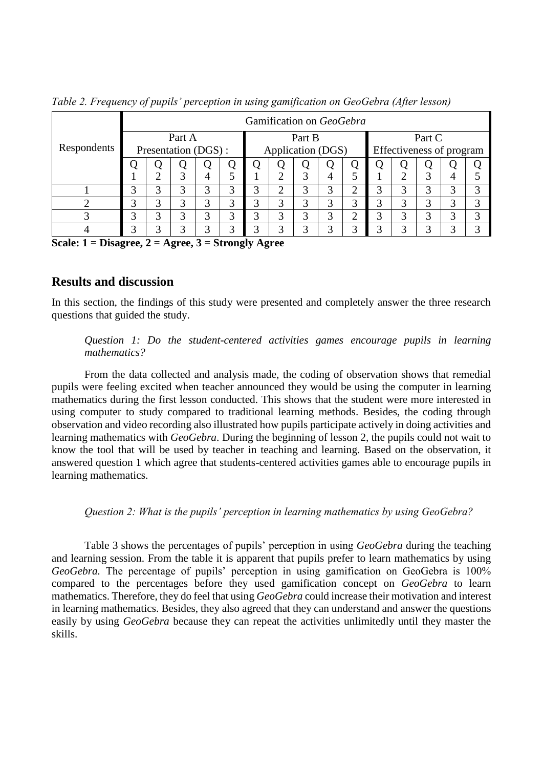*Table 2. Frequency of pupils' perception in using gamification on GeoGebra (After lesson)*

| Respondents | Gamification on *GeoGebra* | | | | | | | | | | | | | | |
|---|---|---|---|---|---|---|---|---|---|---|---|---|---|---|---|
| | Part A Presentation (DGS) : | | | | | Part B Application (DGS) | | | | | Part C Effectiveness of program | | | | |
| | Q1 | Q2 | Q3 | Q4 | Q5 | Q1 | Q2 | Q3 | Q4 | Q5 | Q1 | Q2 | Q3 | Q4 | Q5 |
| 1 | 3 | 3 | 3 | 3 | 3 | 3 | 2 | 3 | 3 | 2 | 3 | 3 | 3 | 3 | 3 |
| 2 | 3 | 3 | 3 | 3 | 3 | 3 | 3 | 3 | 3 | 3 | 3 | 3 | 3 | 3 | 3 |
| 3 | 3 | 3 | 3 | 3 | 3 | 3 | 3 | 3 | 3 | 2 | 3 | 3 | 3 | 3 | 3 |
| 4 | 3 | 3 | 3 | 3 | 3 | 3 | 3 | 3 | 3 | 3 | 3 | 3 | 3 | 3 | 3 |

**Scale: 1 = Disagree, 2 = Agree, 3 = Strongly Agree**

## Results and discussion

In this section, the findings of this study were presented and completely answer the three research questions that guided the study.

*Question 1: Do the student-centered activities games encourage pupils in learning mathematics?*

From the data collected and analysis made, the coding of observation shows that remedial pupils were feeling excited when teacher announced they would be using the computer in learning mathematics during the first lesson conducted. This shows that the student were more interested in using computer to study compared to traditional learning methods. Besides, the coding through observation and video recording also illustrated how pupils participate actively in doing activities and learning mathematics with *GeoGebra*. During the beginning of lesson 2, the pupils could not wait to know the tool that will be used by teacher in teaching and learning. Based on the observation, it answered question 1 which agree that students-centered activities games able to encourage pupils in learning mathematics.

*Question 2: What is the pupils' perception in learning mathematics by using GeoGebra?*

Table 3 shows the percentages of pupils' perception in using *GeoGebra* during the teaching and learning session. From the table it is apparent that pupils prefer to learn mathematics by using *GeoGebra.* The percentage of pupils' perception in using gamification on GeoGebra is 100% compared to the percentages before they used gamification concept on *GeoGebra* to learn mathematics. Therefore, they do feel that using *GeoGebra* could increase their motivation and interest in learning mathematics. Besides, they also agreed that they can understand and answer the questions easily by using *GeoGebra* because they can repeat the activities unlimitedly until they master the skills.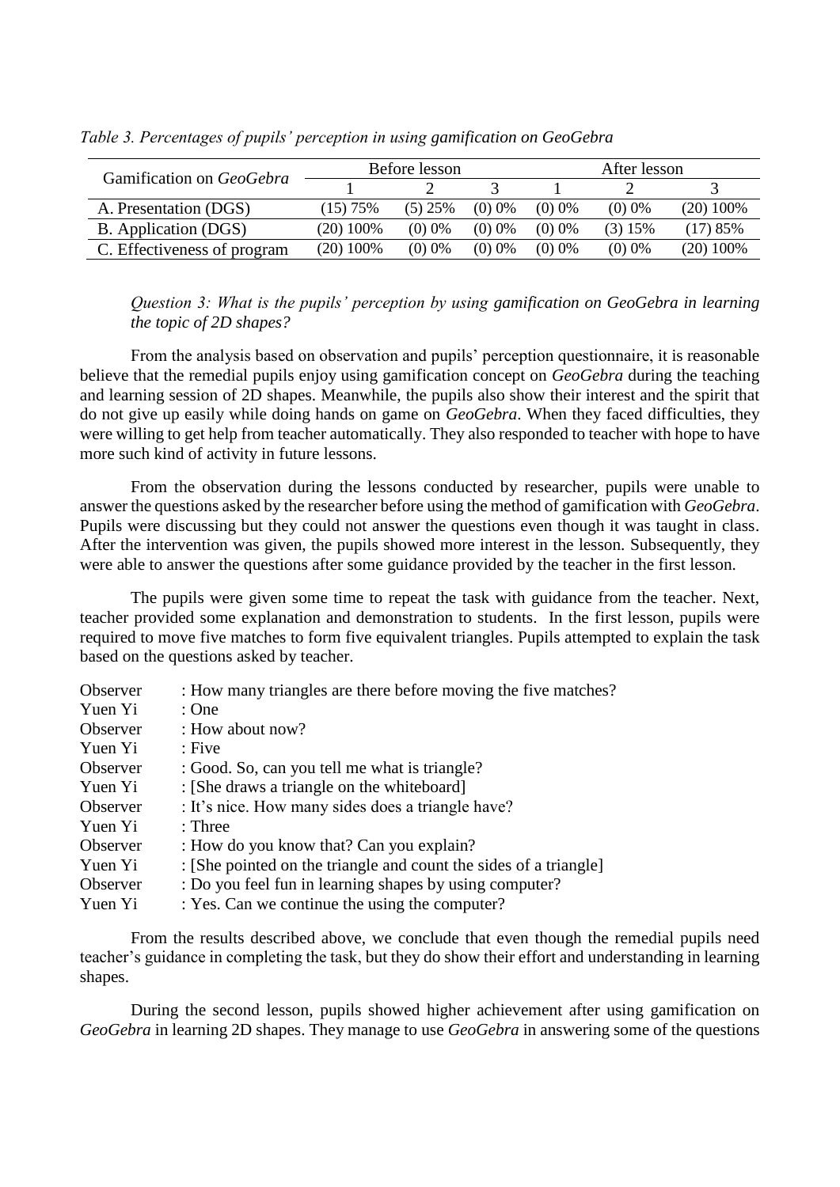*Table 3. Percentages of pupils' perception in using gamification on GeoGebra*

| Gamification on *GeoGebra* | Before lesson | | | After lesson | | |
|---|---|---|---|---|---|---|
| | 1 | 2 | 3 | 1 | 2 | 3 |
| A. Presentation (DGS) | (15) 75% | (5) 25% | (0) 0% | (0) 0% | (0) 0% | (20) 100% |
| B. Application (DGS) | (20) 100% | (0) 0% | (0) 0% | (0) 0% | (3) 15% | (17) 85% |
| C. Effectiveness of program | (20) 100% | (0) 0% | (0) 0% | (0) 0% | (0) 0% | (20) 100% |

*Question 3: What is the pupils' perception by using gamification on GeoGebra in learning the topic of 2D shapes?*

From the analysis based on observation and pupils' perception questionnaire, it is reasonable believe that the remedial pupils enjoy using gamification concept on *GeoGebra* during the teaching and learning session of 2D shapes. Meanwhile, the pupils also show their interest and the spirit that do not give up easily while doing hands on game on *GeoGebra*. When they faced difficulties, they were willing to get help from teacher automatically. They also responded to teacher with hope to have more such kind of activity in future lessons.

From the observation during the lessons conducted by researcher, pupils were unable to answer the questions asked by the researcher before using the method of gamification with *GeoGebra*. Pupils were discussing but they could not answer the questions even though it was taught in class. After the intervention was given, the pupils showed more interest in the lesson. Subsequently, they were able to answer the questions after some guidance provided by the teacher in the first lesson.

The pupils were given some time to repeat the task with guidance from the teacher. Next, teacher provided some explanation and demonstration to students. In the first lesson, pupils were required to move five matches to form five equivalent triangles. Pupils attempted to explain the task based on the questions asked by teacher.

Observer : How many triangles are there before moving the five matches?
Yuen Yi : One
Observer : How about now?
Yuen Yi : Five
Observer : Good. So, can you tell me what is triangle?
Yuen Yi : [She draws a triangle on the whiteboard]
Observer : It's nice. How many sides does a triangle have?
Yuen Yi : Three
Observer : How do you know that? Can you explain?
Yuen Yi : [She pointed on the triangle and count the sides of a triangle]
Observer : Do you feel fun in learning shapes by using computer?
Yuen Yi : Yes. Can we continue the using the computer?

From the results described above, we conclude that even though the remedial pupils need teacher's guidance in completing the task, but they do show their effort and understanding in learning shapes.

During the second lesson, pupils showed higher achievement after using gamification on *GeoGebra* in learning 2D shapes. They manage to use *GeoGebra* in answering some of the questions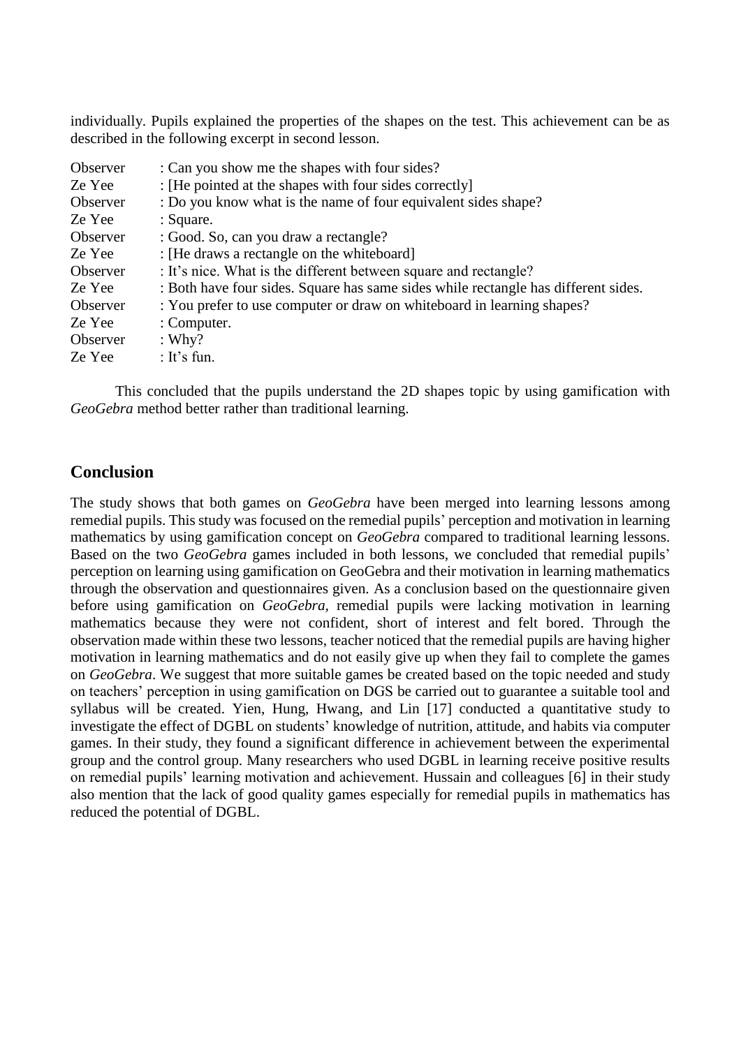individually. Pupils explained the properties of the shapes on the test. This achievement can be as described in the following excerpt in second lesson.

| | |
|---|---|
| Observer | : Can you show me the shapes with four sides? |
| Ze Yee | : [He pointed at the shapes with four sides correctly] |
| Observer | : Do you know what is the name of four equivalent sides shape? |
| Ze Yee | : Square. |
| Observer | : Good. So, can you draw a rectangle? |
| Ze Yee | : [He draws a rectangle on the whiteboard] |
| Observer | : It's nice. What is the different between square and rectangle? |
| Ze Yee | : Both have four sides. Square has same sides while rectangle has different sides. |
| Observer | : You prefer to use computer or draw on whiteboard in learning shapes? |
| Ze Yee | : Computer. |
| Observer | : Why? |
| Ze Yee | : It's fun. |

This concluded that the pupils understand the 2D shapes topic by using gamification with *GeoGebra* method better rather than traditional learning.

## Conclusion

The study shows that both games on *GeoGebra* have been merged into learning lessons among remedial pupils. This study was focused on the remedial pupils' perception and motivation in learning mathematics by using gamification concept on *GeoGebra* compared to traditional learning lessons. Based on the two *GeoGebra* games included in both lessons, we concluded that remedial pupils' perception on learning using gamification on GeoGebra and their motivation in learning mathematics through the observation and questionnaires given. As a conclusion based on the questionnaire given before using gamification on *GeoGebra*, remedial pupils were lacking motivation in learning mathematics because they were not confident, short of interest and felt bored. Through the observation made within these two lessons, teacher noticed that the remedial pupils are having higher motivation in learning mathematics and do not easily give up when they fail to complete the games on *GeoGebra*. We suggest that more suitable games be created based on the topic needed and study on teachers' perception in using gamification on DGS be carried out to guarantee a suitable tool and syllabus will be created. Yien, Hung, Hwang, and Lin [17] conducted a quantitative study to investigate the effect of DGBL on students' knowledge of nutrition, attitude, and habits via computer games. In their study, they found a significant difference in achievement between the experimental group and the control group. Many researchers who used DGBL in learning receive positive results on remedial pupils' learning motivation and achievement. Hussain and colleagues [6] in their study also mention that the lack of good quality games especially for remedial pupils in mathematics has reduced the potential of DGBL.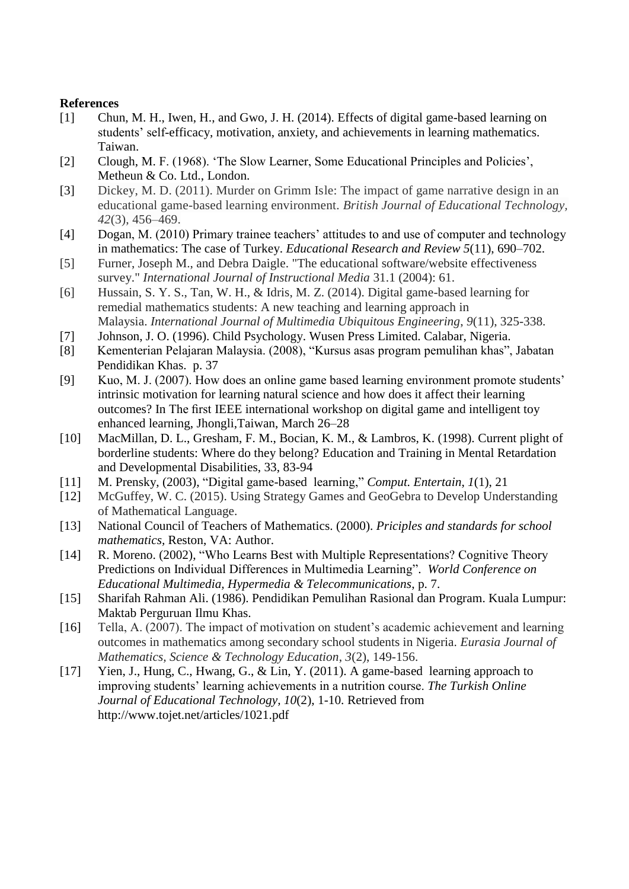**References**

[1] Chun, M. H., Iwen, H., and Gwo, J. H. (2014). Effects of digital game-based learning on students' self-efficacy, motivation, anxiety, and achievements in learning mathematics. Taiwan.

[2] Clough, M. F. (1968). 'The Slow Learner, Some Educational Principles and Policies', Metheun & Co. Ltd., London.

[3] Dickey, M. D. (2011). Murder on Grimm Isle: The impact of game narrative design in an educational game-based learning environment. *British Journal of Educational Technology, 42*(3), 456–469.

[4] Dogan, M. (2010) Primary trainee teachers' attitudes to and use of computer and technology in mathematics: The case of Turkey. *Educational Research and Review 5*(11), 690–702.

[5] Furner, Joseph M., and Debra Daigle. "The educational software/website effectiveness survey." *International Journal of Instructional Media* 31.1 (2004): 61.

[6] Hussain, S. Y. S., Tan, W. H., & Idris, M. Z. (2014). Digital game-based learning for remedial mathematics students: A new teaching and learning approach in Malaysia. *International Journal of Multimedia Ubiquitous Engineering*, *9*(11), 325-338.

[7] Johnson, J. O. (1996). Child Psychology. Wusen Press Limited. Calabar, Nigeria.

[8] Kementerian Pelajaran Malaysia. (2008), "Kursus asas program pemulihan khas", Jabatan Pendidikan Khas. p. 37

[9] Kuo, M. J. (2007). How does an online game based learning environment promote students' intrinsic motivation for learning natural science and how does it affect their learning outcomes? In The first IEEE international workshop on digital game and intelligent toy enhanced learning, Jhongli,Taiwan, March 26–28

[10] MacMillan, D. L., Gresham, F. M., Bocian, K. M., & Lambros, K. (1998). Current plight of borderline students: Where do they belong? Education and Training in Mental Retardation and Developmental Disabilities, 33, 83-94

[11] M. Prensky, (2003), "Digital game-based learning," *Comput. Entertain*, *1*(1), 21

[12] McGuffey, W. C. (2015). Using Strategy Games and GeoGebra to Develop Understanding of Mathematical Language.

[13] National Council of Teachers of Mathematics. (2000). *Priciples and standards for school mathematics*, Reston, VA: Author.

[14] R. Moreno. (2002), "Who Learns Best with Multiple Representations? Cognitive Theory Predictions on Individual Differences in Multimedia Learning". *World Conference on Educational Multimedia, Hypermedia & Telecommunications*, p. 7.

[15] Sharifah Rahman Ali. (1986). Pendidikan Pemulihan Rasional dan Program. Kuala Lumpur: Maktab Perguruan Ilmu Khas.

[16] Tella, A. (2007). The impact of motivation on student's academic achievement and learning outcomes in mathematics among secondary school students in Nigeria. *Eurasia Journal of Mathematics, Science & Technology Education*, *3*(2), 149-156.

[17] Yien, J., Hung, C., Hwang, G., & Lin, Y. (2011). A game-based learning approach to improving students' learning achievements in a nutrition course. *The Turkish Online Journal of Educational Technology, 10*(2), 1-10. Retrieved from http://www.tojet.net/articles/1021.pdf